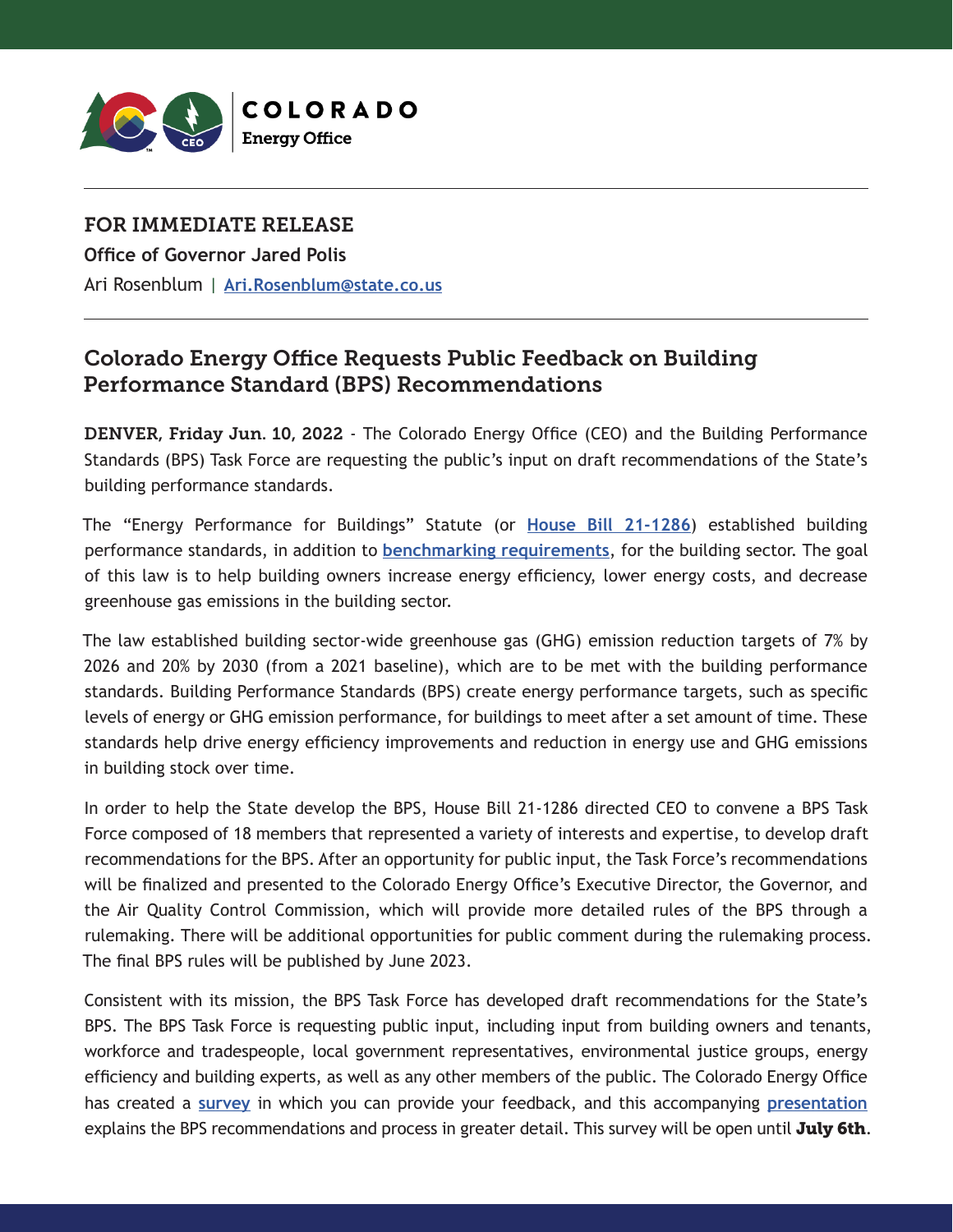COLORADO
Energy Office

---

**FOR IMMEDIATE RELEASE**

**Office of Governor Jared Polis**

Ari Rosenblum | [Ari.Rosenblum@state.co.us](mailto:Ari.Rosenblum@state.co.us)

---

## Colorado Energy Office Requests Public Feedback on Building Performance Standard (BPS) Recommendations

**DENVER, Friday Jun. 10, 2022** - The Colorado Energy Office (CEO) and the Building Performance Standards (BPS) Task Force are requesting the public's input on draft recommendations of the State's building performance standards.

The "Energy Performance for Buildings" Statute (or **House Bill 21-1286**) established building performance standards, in addition to **benchmarking requirements**, for the building sector. The goal of this law is to help building owners increase energy efficiency, lower energy costs, and decrease greenhouse gas emissions in the building sector.

The law established building sector-wide greenhouse gas (GHG) emission reduction targets of 7% by 2026 and 20% by 2030 (from a 2021 baseline), which are to be met with the building performance standards. Building Performance Standards (BPS) create energy performance targets, such as specific levels of energy or GHG emission performance, for buildings to meet after a set amount of time. These standards help drive energy efficiency improvements and reduction in energy use and GHG emissions in building stock over time.

In order to help the State develop the BPS, House Bill 21-1286 directed CEO to convene a BPS Task Force composed of 18 members that represented a variety of interests and expertise, to develop draft recommendations for the BPS. After an opportunity for public input, the Task Force's recommendations will be finalized and presented to the Colorado Energy Office's Executive Director, the Governor, and the Air Quality Control Commission, which will provide more detailed rules of the BPS through a rulemaking. There will be additional opportunities for public comment during the rulemaking process. The final BPS rules will be published by June 2023.

Consistent with its mission, the BPS Task Force has developed draft recommendations for the State's BPS. The BPS Task Force is requesting public input, including input from building owners and tenants, workforce and tradespeople, local government representatives, environmental justice groups, energy efficiency and building experts, as well as any other members of the public. The Colorado Energy Office has created a **survey** in which you can provide your feedback, and this accompanying **presentation** explains the BPS recommendations and process in greater detail. This survey will be open until **July 6th**.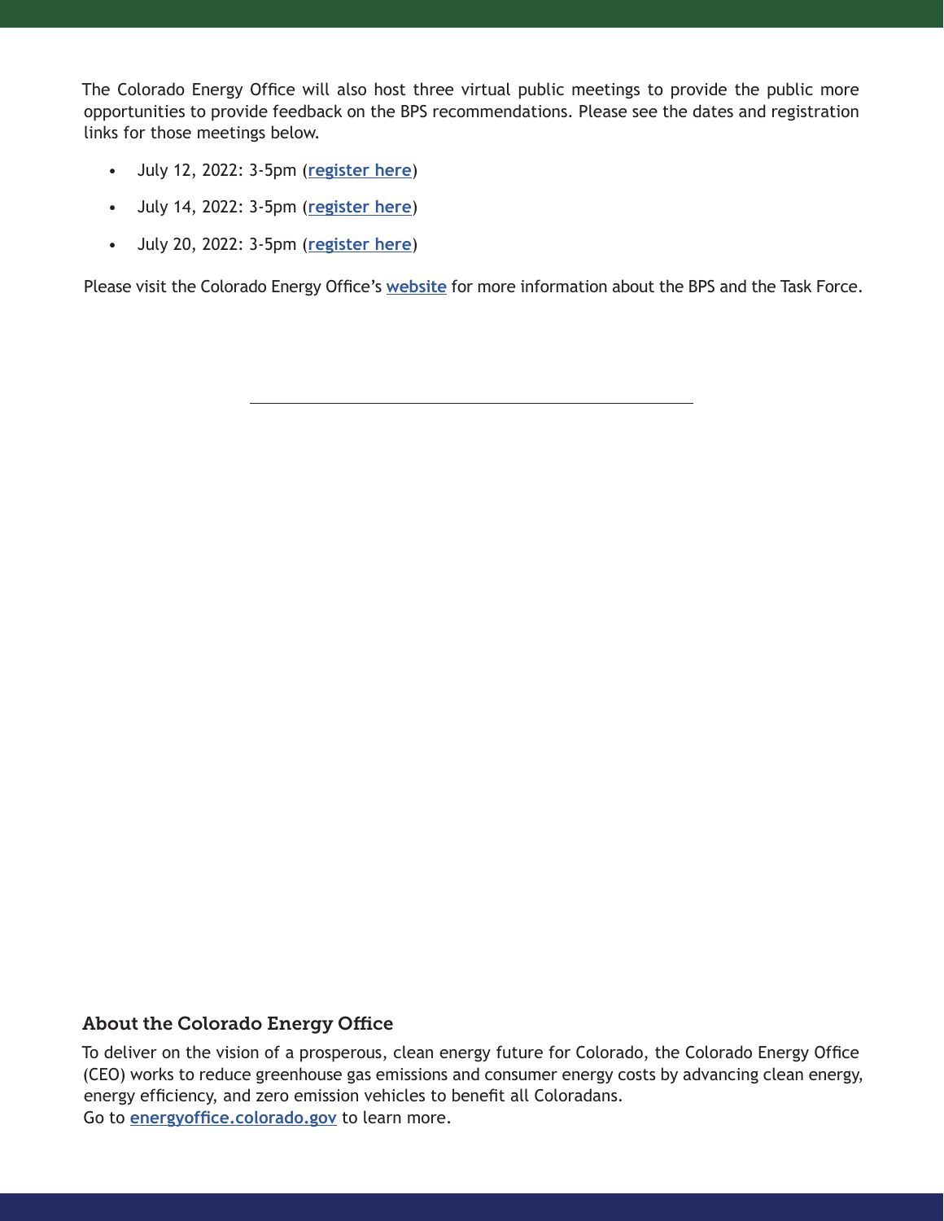The Colorado Energy Office will also host three virtual public meetings to provide the public more opportunities to provide feedback on the BPS recommendations. Please see the dates and registration links for those meetings below.

- July 12, 2022: 3-5pm (**register here**)
- July 14, 2022: 3-5pm (**register here**)
- July 20, 2022: 3-5pm (**register here**)

Please visit the Colorado Energy Office's **website** for more information about the BPS and the Task Force.

---

### About the Colorado Energy Office

To deliver on the vision of a prosperous, clean energy future for Colorado, the Colorado Energy Office (CEO) works to reduce greenhouse gas emissions and consumer energy costs by advancing clean energy, energy efficiency, and zero emission vehicles to benefit all Coloradans.
Go to **energyoffice.colorado.gov** to learn more.